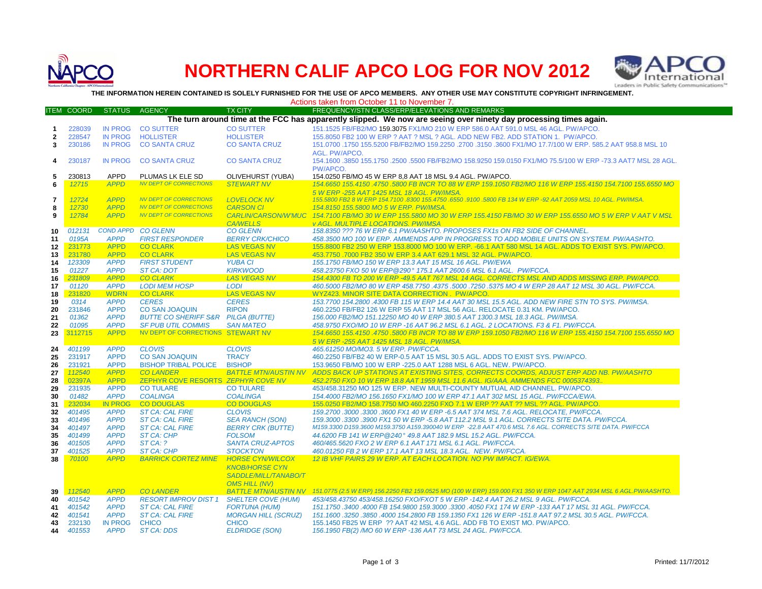# NORTHERN CALIF APCO LOG FOR NOV 2012

**THE INFORMATION HEREIN CONTAINED IS SOLELY FURNISHED FOR THE USE OF APCO MEMBERS. ANY OTHER USE MAY CONSTITUTE COPYRIGHT INFRINGEMENT.**

Actions taken from October 11 to November 7.

| ITEM | COORD | STATUS | AGENCY | TX CITY | FREQUENCY/STN CLASS/ERP/ELEVATIONS AND REMARKS |
|---|---|---|---|---|---|
| | | | | | **The turn around time at the FCC has apparently slipped. We now are seeing over ninety day processing times again.** |
| 1 | 228039 | IN PROG | CO SUTTER | CO SUTTER | 151.1525 FB/FB2/MO 159.3075 FX1/MO 210 W ERP 586.0 AAT 591.0 MSL 46 AGL. PW/APCO. |
| 2 | 228547 | IN PROG | HOLLISTER | HOLLISTER | 155.8050 FB2 100 W ERP ? AAT ? MSL ? AGL. ADD NEW FB2. ADD STATION 1. PW/APCO. |
| 3 | 230186 | IN PROG | CO SANTA CRUZ | CO SANTA CRUZ | 151.0700 .1750 155.5200 FB/FB2/MO 159.2250 .2700 .3150 .3600 FX1/MO 17.7/100 W ERP. 585.2 AAT 958.8 MSL 10 AGL. PW/APCO. |
| 4 | 230187 | IN PROG | CO SANTA CRUZ | CO SANTA CRUZ | 154.1600 .3850 155.1750 .2500 .5500 FB/FB2/MO 158.9250 159.0150 FX1/MO 75.5/100 W ERP -73.3 AAT7 MSL 28 AGL. PW/APCO. |
| 5 | 230813 | APPD | PLUMAS LK ELE SD | OLIVEHURST (YUBA) | 154.0250 FB/MO 45 W ERP 8,8 AAT 18 MSL 9.4 AGL. PW/APCO. |
| 6 | 12715 | APPD | NV DEPT OF CORRECTIONS | STEWART NV | 154.6650 155.4150 .4750 .5800 FB INCR TO 88 W ERP 159.1050 FB2/MO 116 W ERP 155.4150 154.7100 155.6550 MO 5 W ERP -255 AAT 1425 MSL 18 AGL. PW/IMSA. |
| 7 | 12724 | APPD | NV DEPT OF CORRECTIONS | LOVELOCK NV | 155.5800 FB2 8 W ERP 154.7100 .8300 155.4750 .6550 .9100 .5800 FB 134 W ERP -92 AAT 2059 MSL 10 AGL. PW/IMSA. |
| 8 | 12730 | APPD | NV DEPT OF CORRECTIONS | CARSON CI | 154.8150 155.5800 MO 5 W ERP. PW/IMSA. |
| 9 | 12784 | APPD | NV DEPT OF CORRECTIONS | CARLIN/CARSON/W'MUC CA/WELLS | 154.7100 FB/MO 30 W ERP 155.5800 MO 30 W ERP 155.4150 FB/MO 30 W ERP 155.6550 MO 5 W ERP V AAT V MSL v AGL. MULTIPLE LOCATIONS. PW/IMSA |
| 10 | 012131 | COND APPD | CO GLENN | CO GLENN | 158.8350 ??? 76 W ERP 6.1 PW/AASHTO. PROPOSES FX1s ON FB2 SIDE OF CHANNEL. |
| 11 | 0195A | APPD | FIRST RESPONDER | BERRY CRK/CHICO | 458.3500 MO 100 W ERP. AMMENDS APP IN PROGRESS TO ADD MOBILE UNITS ON SYSTEM. PW/AASHTO. |
| 12 | 231773 | APPD | CO CLARK | LAS VEGAS NV | 155.8800 FB2 250 W ERP 153.8000 MO 100 W ERP. -66.1 AAT 580 MSL 14 AGL. ADDS TO EXIST SYS. PW/APCO. |
| 13 | 231780 | APPD | CO CLARK | LAS VEGAS NV | 453.7750 .7000 FB2 350 W ERP 3.4 AAT 629.1 MSL 32 AGL. PW/APCO. |
| 14 | 123309 | APPD | FIRST STUDENT | YUBA CI | 155.1750 FB/MO 150 W ERP 13.3 AAT 15 MSL 16 AGL. PW/EWA |
| 15 | 01227 | APPD | ST CA: DOT | KIRKWOOD | 458.23750 FXO 50 W ERP@290° 175.1 AAT 2600.6 MSL 6.1 AGL. PW/FCCA. |
| 16 | 231809 | APPD | CO CLARK | LAS VEGAS NV | 154.4300 FB TO 200 W ERP -49.5 AAT 767 MSL 14 AGL. CORRECTS MSL AND ADDS MISSING ERP. PW/APCO. |
| 17 | 01120 | APPD | LODI MEM HOSP | LODI | 460.5000 FB2/MO 80 W ERP 458.7750 .4375 .5000 .7250 .5375 MO 4 W ERP 28 AAT 12 MSL 30 AGL. PW/FCCA. |
| 18 | 231820 | WDRN | CO CLARK | LAS VEGAS NV | WYZ423. MINOR SITE DATA CORRECTION . PW/APCO. |
| 19 | 0314 | APPD | CERES | CERES | 153.7700 154.2800 .4300 FB 115 W ERP 14.4 AAT 30 MSL 15.5 AGL. ADD NEW FIRE STN TO SYS. PW/IMSA. |
| 20 | 231846 | APPD | CO SAN JOAQUIN | RIPON | 460.2250 FB/FB2 126 W ERP 55 AAT 17 MSL 56 AGL. RELOCATE 0.31 KM. PW/APCO. |
| 21 | 01362 | APPD | BUTTE CO SHERIFF S&R | PILGA (BUTTE) | 156.000 FB2/MO 151.12250 MO 40 W ERP 380.5 AAT 1300.3 MSL 18.3 AGL. PW/IMSA. |
| 22 | 01095 | APPD | SF PUB UTIL COMMIS | SAN MATEO | 458.9750 FXO/MO 10 W ERP -16 AAT 96.2 MSL 6.1 AGL. 2 LOCATIONS. F3 & F1. PW/FCCA. |
| 23 | 3112715 | APPD | NV DEPT OF CORRECTIONS | STEWART NV | 154.6650 155.4150 .4750 .5800 FB INCR TO 88 W ERP 159.1050 FB2/MO 116 W ERP 155.4150 154.7100 155.6550 MO 5 W ERP -255 AAT 1425 MSL 18 AGL. PW/IMSA. |
| 24 | 401199 | APPD | CLOVIS | CLOVIS | 465.61250 MO/MO3. 5 W ERP. PW/FCCA. |
| 25 | 231917 | APPD | CO SAN JOAQUIN | TRACY | 460.2250 FB/FB2 40 W ERP-0.5 AAT 15 MSL 30.5 AGL. ADDS TO EXIST SYS. PW/APCO. |
| 26 | 231921 | APPD | BISHOP TRIBAL POLICE | BISHOP | 153.9650 FB/MO 100 W ERP -225.0 AAT 1288 MSL 6 AGL. NEW. PW/APCO. |
| 27 | 112540 | APPD | CO LANDER | BATTLE MTN/AUSTIN NV | ADDS BACK UP STATIONS AT EXISTING SITES, CORRECTS COORDS, ADJUST ERP ADD NB. PW/AASHTO |
| 28 | 02397A | APPD | ZEPHYR COVE RESORTS | ZEPHYR COVE NV | 452.2750 FXO 10 W ERP 18.8 AAT 1959 MSL 11.6 AGL. IG/AAA. AMMENDS FCC 0005374393.. |
| 29 | 231935 | APPD | CO TULARE | CO TULARE | 453/458.31250 MO 125 W ERP. NEW MULTI-COUNTY MUTUAL AID CHANNEL. PW/APCO. |
| 30 | 01482 | APPD | COALINGA | COALINGA | 154.4000 FB2/MO 156.1650 FX1/MO 100 W ERP 47.1 AAT 302 MSL 15 AGL. PW/FCCA/EWA. |
| 31 | 232034 | IN PROG | CO DOUGLAS | CO DOUGLAS | 155.0250 FB2/MO 158.7750 MO 460.2250 FXO 7.1 W ERP ?? AAT ?? MSL ?? AGL. PW/APCO. |
| 32 | 401495 | APPD | ST CA: CAL FIRE | CLOVIS | 159.2700 .3000 .3300 .3600 FX1 40 W ERP -6.5 AAT 374 MSL 7.6 AGL. RELOCATE, PW/FCCA. |
| 33 | 401496 | APPD | ST CA: CAL FIRE | SEA RANCH (SON) | 159.3000 .3300 .3900 FX1 50 W ERP -5.8 AAT 112.2 MSL 9.1 AGL. CORRECTS SITE DATA. PW/FCCA. |
| 34 | 401497 | APPD | ST CA: CAL FIRE | BERRY CRK (BUTTE) | M159.3300 D159.3600 M159.3750 A159.390040 W ERP -22.8 AAT 470.6 MSL 7.6 AGL. CORRECTS SITE DATA. PW/FCCA |
| 35 | 401499 | APPD | ST CA: CHP | FOLSOM | 44.6200 FB 141 W ERP@240° 49.8 AAT 182.9 MSL 15.2 AGL. PW/FCCA. |
| 36 | 401505 | APPD | ST CA: ? | SANTA CRUZ-APTOS | 460/465.5620 FXO 2 W ERP 6.1 AAT 171 MSL 6.1 AGL. PW/FCCA. |
| 37 | 401525 | APPD | ST CA: CHP | STOCKTON | 460.01250 FB 2 W ERP 17.1 AAT 13 MSL 18.3 AGL. NEW. PW/FCCA. |
| 38 | 70100 | APPD | BARRICK CORTEZ MINE | HORSE CYN/WILCOX KNOB/HORSE CYN SADDLE/MILL/TANABO/T OMS HILL (NV) | 12 IB VHF PAIRS 29 W ERP. AT EACH LOCATION. NO PW IMPACT. IG/EWA. |
| 39 | 112540 | APPD | CO LANDER | BATTLE MTN/AUSTIN NV | 151.0775 (2.5 W ERP) 156.2250 FB2 159.0525 MO (100 W ERP) 159.000 FX1 350 W ERP 1047 AAT 2934 MSL 6 AGL.PW/AASHTO. |
| 40 | 401542 | APPD | RESORT IMPROV DIST 1 | SHELTER COVE (HUM) | 453/458.43750 453/458.16250 FXO/FXOT 5 W ERP -142.4 AAT 26.2 MSL 9 AGL. PW/FCCA. |
| 41 | 401542 | APPD | ST CA: CAL FIRE | FORTUNA (HUM) | 151.1750 .3400 .4000 FB 154.9800 159.3000 .3300 .4050 FX1 174 W ERP -133 AAT 17 MSL 31 AGL. PW/FCCA. |
| 42 | 401541 | APPD | ST CA: CAL FIRE | MORGAN HILL (SCRUZ) | 151.1600 .3250 .3850 .4000 154.2800 FB 159.1350 FX1 126 W ERP -151.8 AAT 97.2 MSL 30.5 AGL. PW/FCCA. |
| 43 | 232130 | IN PROG | CHICO | CHICO | 155.1450 FB25 W ERP ?? AAT 42 MSL 4.6 AGL. ADD FB TO EXIST MO. PW/APCO. |
| 44 | 401553 | APPD | ST CA: DDS | ELDRIDGE (SON) | 156.1950 FB(2) /MO 60 W ERP -136 AAT 73 MSL 24 AGL. PW/FCCA. |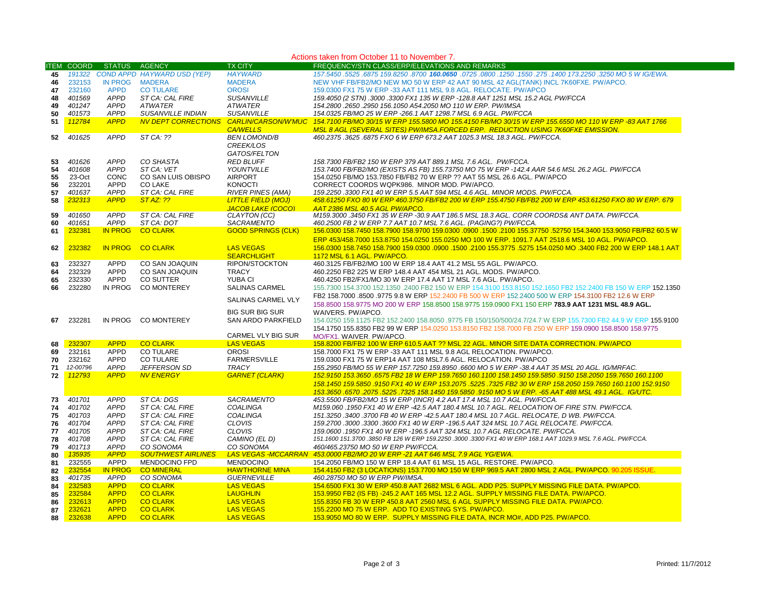Actions taken from October 11 to November 7.

| ITEM | COORD | STATUS | AGENCY | TX CITY | FREQUENCY/STN CLASS/ERP/ELEVATIONS AND REMARKS |
|---|---|---|---|---|---|
| 45 | 191322 | COND APPD | HAYWARD USD (YEP) | HAYWARD | 157.5450 .5525 .6875 159.8250 .8700 **160.0650** .0725 .0800 .1250 .1550 .275 .1400 173.2250 .3250 MO 5 W IG/EWA. |
| 46 | 232153 | IN PROG | MADERA | MADERA | NEW VHF FB/FB2/MO NEW MO 50 W ERP 42 AAT 90 MSL 42 AGL(TANK) INCL 7K60FXE. PW/APCO. |
| 47 | 232160 | APPD | CO TULARE | OROSI | 159.0300 FX1 75 W ERP -33 AAT 111 MSL 9.8 AGL. RELOCATE. PW/APCO |
| 48 | 401569 | APPD | ST CA: CAL FIRE | SUSANVILLE | 159.4050 (2 STN) .3000 .3300 FX1 135 W ERP -128.8 AAT 1251 MSL 15.2 AGL PW/FCCA |
| 49 | 401247 | APPD | ATWATER | ATWATER | 154.2800 .2650 .2950 156.1050 A54.2050 MO 110 W ERP. PW/IMSA |
| 50 | 401573 | APPD | SUSANVILLE INDIAN | SUSANVILLE | 154.0325 FB/MO 25 W ERP -266.1 AAT 1298.7 MSL 6.9 AGL. PW/FCCA |
| 51 | 112784 | APPD | NV DEPT CORRECTIONS | CARLIN/CARSON/W'MUC CA/WELLS | 154.7100 FB/MO 30/15 W ERP 155.5800 MO 155.4150 FB/MO 30/15 W ERP 155.6550 MO 110 W ERP -83 AAT 1766 MSL 8 AGL (SEVERAL SITES) PW/IMSA.FORCED ERP. REDUCTION USING 7K60FXE EMISSION. |
| 52 | 401625 | APPD | ST CA: ?? | BEN LOMOND/B CREEK/LOS GATOS/FELTON | 460.2375 .3625 .6875 FXO 6 W ERP 673.2 AAT 1025.3 MSL 18.3 AGL. PW/FCCA. |
| 53 | 401626 | APPD | CO SHASTA | RED BLUFF | 158.7300 FB/FB2 150 W ERP 379 AAT 889.1 MSL 7.6 AGL. PW/FCCA. |
| 54 | 401608 | APPD | ST CA: VET | YOUNTVILLE | 153.7400 FB/FB2/MO (EXISTS AS FB) 155.73750 MO 75 W ERP -142.4 AAR 54.6 MSL 26.2 AGL. PW/FCCA |
| 55 | 23-Oct | CONC | CO SAN LUIS OBISPO | AIRPORT | 154.0250 FB/MO 153.7850 FB/FB2 70 W ERP ?? AAT 55 MSL 26.6 AGL. PW/APCO |
| 56 | 232201 | APPD | CO LAKE | KONOCTI | CORRECT COORDS WQPK986. MINOR MOD. PW/APCO. |
| 57 | 401637 | APPD | ST CA: CAL FIRE | RIVER PINES (AMA) | 159.2250 .3300 FX1 40 W ERP 5.5 AAT 594 MSL 4.6 AGL. MINOR MODS. PW/FCCA. |
| 58 | 232313 | APPD | ST AZ: ?? | LITTLE FIELD (MOJ) JACOB LAKE (COCO) | 458.61250 FXO 80 W ERP 460.3750 FB/FB2 200 W ERP 155.4750 FB/FB2 200 W ERP 453.61250 FXO 80 W ERP. 679 AAT 2386 MSL 40.5 AGL PW/APCO. |
| 59 | 401650 | APPD | ST CA: CAL FIRE | CLAYTON (CC) | M159.3000 .3450 FX1 35 W ERP -30.9 AAT 186.5 MSL 18.3 AGL. CORR COORDS& ANT DATA. PW/FCCA. |
| 60 | 401651 | APPD | ST CA: DOT | SACRAMENTO | 460.2500 FB 2 W ERP 7.7 AAT 10.7 MSL 7.6 AGL. (PAGING?) PW/FCCA. |
| 61 | 232381 | IN PROG | CO CLARK | GOOD SPRINGS (CLK) | 156.0300 158.7450 158.7900 158.9700 159.0300 .0900 .1500 .2100 155.37750 .52750 154.3400 153.9050 FB/FB2 60.5 W ERP 453/458.7000 153.8750 154.0250 155.0250 MO 100 W ERP. 1091.7 AAT 2518.6 MSL 10 AGL. PW/APCO. |
| 62 | 232382 | IN PROG | CO CLARK | LAS VEGAS SEARCHLIGHT | 156.0300 158.7450 158.7900 159.0300 .0900 .1500 .2100 155.3775 .5275 154.0250 MO .3400 FB2 200 W ERP 148.1 AAT 1172 MSL 6.1 AGL. PW/APCO. |
| 63 | 232327 | APPD | CO SAN JOAQUIN | RIPON/STOCKTON | 460.3125 FB/FB2/MO 100 W ERP 18.4 AAT 41.2 MSL 55 AGL. PW/APCO. |
| 64 | 232329 | APPD | CO SAN JOAQUIN | TRACY | 460.2250 FB2 225 W ERP 148.4 AAT 454 MSL 21 AGL. MODS. PW/APCO. |
| 65 | 232330 | APPD | CO SUTTER | YUBA CI | 460.4250 FB2/FX1/MO 30 W ERP 17.4 AAT 17 MSL 7.6 AGL. PW/APCO. |
| 66 | 232280 | IN PROG | CO MONTEREY | SALINAS CARMEL SALINAS CARMEL VLY BIG SUR BIG SUR | 155.7300 154.3700 152.1350 .2400 FB2 150 W ERP 154.3100 153.8150 152.1650 FB2 152.2400 FB 150 W ERP 152.1350 FB2 158.7000 .8500 .9775 9.8 W ERP 152.2400 FB 500 W ERP 152.2400 500 W ERP 154.3100 FB2 12.6 W ERP 158.8500 158.9775 MO 200 W ERP 158.8500 158.9775 159.0900 FX1 150 ERP **783.9 AAT 1231 MSL 48.9 AGL.** WAIVERS. PW/APCO. |
| 67 | 232281 | IN PROG | CO MONTEREY | SAN ARDO PARKFIELD CARMEL VLY BIG SUR | 154.0250 159.1125 FB2 152.2400 158.8050 .9775 FB 150/150/500/24.7/24.7 W ERP 155.7300 FB2 44.9 W ERP 155.9100 154.1750 155.8350 FB2 99 W ERP 154.0250 153.8150 FB2 158.7000 FB 250 W ERP 159.0900 158.8500 158.9775 MO/FX1. WAIVER. PW/APCO. |
| 68 | 232307 | APPD | CO CLARK | LAS VEGAS | 158.8200 FB/FB2 100 W ERP 610.5 AAT ?? MSL 22 AGL. MINOR SITE DATA CORRECTION. PW/APCO |
| 69 | 232161 | APPD | CO TULARE | OROSI | 158.7000 FX1 75 W ERP -33 AAT 111 MSL 9.8 AGL RELOCATION. PW/APCO. |
| 70 | 232162 | APPD | CO TULARE | FARMERSVILLE | 159.0300 FX1 75 W ERP14 AAT 108 MSL7.6 AGL. RELOCATION. PW/APCO |
| 71 | 12-00796 | APPD | JEFFERSON SD | TRACY | 155.2950 FB/MO 55 W ERP 157.7250 159.8950 .6600 MO 5 W ERP -38.4 AAT 35 MSL 20 AGL. IG/MRFAC. |
| 72 | 112793 | APPD | NV ENERGY | GARNET (CLARK) | 152.9150 153.3650 .6575 FB2 18 W ERP 159.7650 160.1100 158.1450 159.5850 .9150 158.2050 159.7650 160.1100 158.1450 159.5850 .9150 FX1 40 W ERP 153.2075 .5225 .7325 FB2 30 W ERP 158.2050 159.7650 160.1100 152.9150 153.3650 .6570 .2075 .5225 .7325 158.1450 159.5850 .9150 MO 5 W ERP. -65 AAT 488 MSL 49.1 AGL. IG/UTC. |
| 73 | 401701 | APPD | ST CA: DGS | SACRAMENTO | 453.5500 FB/FB2/MO 15 W ERP (INCR) 4.2 AAT 17.4 MSL 10.7 AGL. PW/FCCA. |
| 74 | 401702 | APPD | ST CA: CAL FIRE | COALINGA | M159.060 .1950 FX1 40 W ERP -42.5 AAT 180.4 MSL 10.7 AGL. RELOCATION OF FIRE STN. PW/FCCA. |
| 75 | 401703 | APPD | ST CA: CAL FIRE | COALINGA | 151.3250 .3400 .3700 FB 40 W ERP -42.5 AAT 180.4 MSL 10.7 AGL. RELOCATE, D WB. PW/FCCA. |
| 76 | 401704 | APPD | ST CA: CAL FIRE | CLOVIS | 159.2700 .3000 .3300 .3600 FX1 40 W ERP -196.5 AAT 324 MSL 10.7 AGL RELOCATE. PW/FCCA. |
| 77 | 401705 | APPD | ST CA: CAL FIRE | CLOVIS | 159.0600 .1950 FX1 40 W ERP -196.5 AAT 324 MSL 10.7 AGL RELOCATE. PW/FCCA. |
| 78 | 401708 | APPD | ST CA: CAL FIRE | CAMINO (EL D) | 151.1600 151.3700 .3850 FB 126 W ERP 159.2250 .3000 .3300 FX1 40 W ERP 168.1 AAT 1029.9 MSL 7.6 AGL. PW/FCCA. |
| 79 | 401713 | APPD | CO SONOMA | CO SONOMA | 460/465.23750 MO 50 W ERP PW/FCCA. |
| 80 | 135935 | APPD | SOUTHWEST AIRLINES | LAS VEGAS -MCCARRAN | 453.0000 FB2/MO 20 W ERP -21 AAT 646 MSL 7.9 AGL YG/EWA. |
| 81 | 232555 | APPD | MENDOCINO FPD | MENDOCINO | 154.2050 FB/MO 150 W ERP 18.4 AAT 61 MSL 15 AGL. RESTORE. PW/APCO. |
| 82 | 232554 | IN PROG | CO MINERAL | HAWTHORNE MINA | 154.4150 FB2 (3 LOCATIONS) 153.7700 MO 150 W ERP 969.5 AAT 2800 MSL 2 AGL. PW/APCO. 90.205 ISSUE. |
| 83 | 401735 | APPD | CO SONOMA | GUERNEVILLE | 460.28750 MO 50 W ERP PW/IMSA. |
| 84 | 232583 | APPD | CO CLARK | LAS VEGAS | 154.6500 FX1 30 W ERP 450.8 AAT 2682 MSL 6 AGL. ADD P25. SUPPLY MISSING FILE DATA. PW/APCO. |
| 85 | 232584 | APPD | CO CLARK | LAUGHLIN | 153.9950 FB2 (IS FB) -245.2 AAT 165 MSL 12.2 AGL. SUPPLY MISSING FILE DATA. PW/APCO. |
| 86 | 232613 | APPD | CO CLARK | LAS VEGAS | 155.8350 FB 30 W ERP 450.8 AAT 2560 MSL 6 AGL SUPPLY MISSING FILE DATA. PW/APCO. |
| 87 | 232621 | APPD | CO CLARK | LAS VEGAS | 155.2200 MO 75 W ERP. ADD TO EXISTING SYS. PW/APCO. |
| 88 | 232638 | APPD | CO CLARK | LAS VEGAS | 153.9050 MO 80 W ERP. SUPPLY MISSING FILE DATA, INCR MO#, ADD P25. PW/APCO. |

Printed: 11/7/2012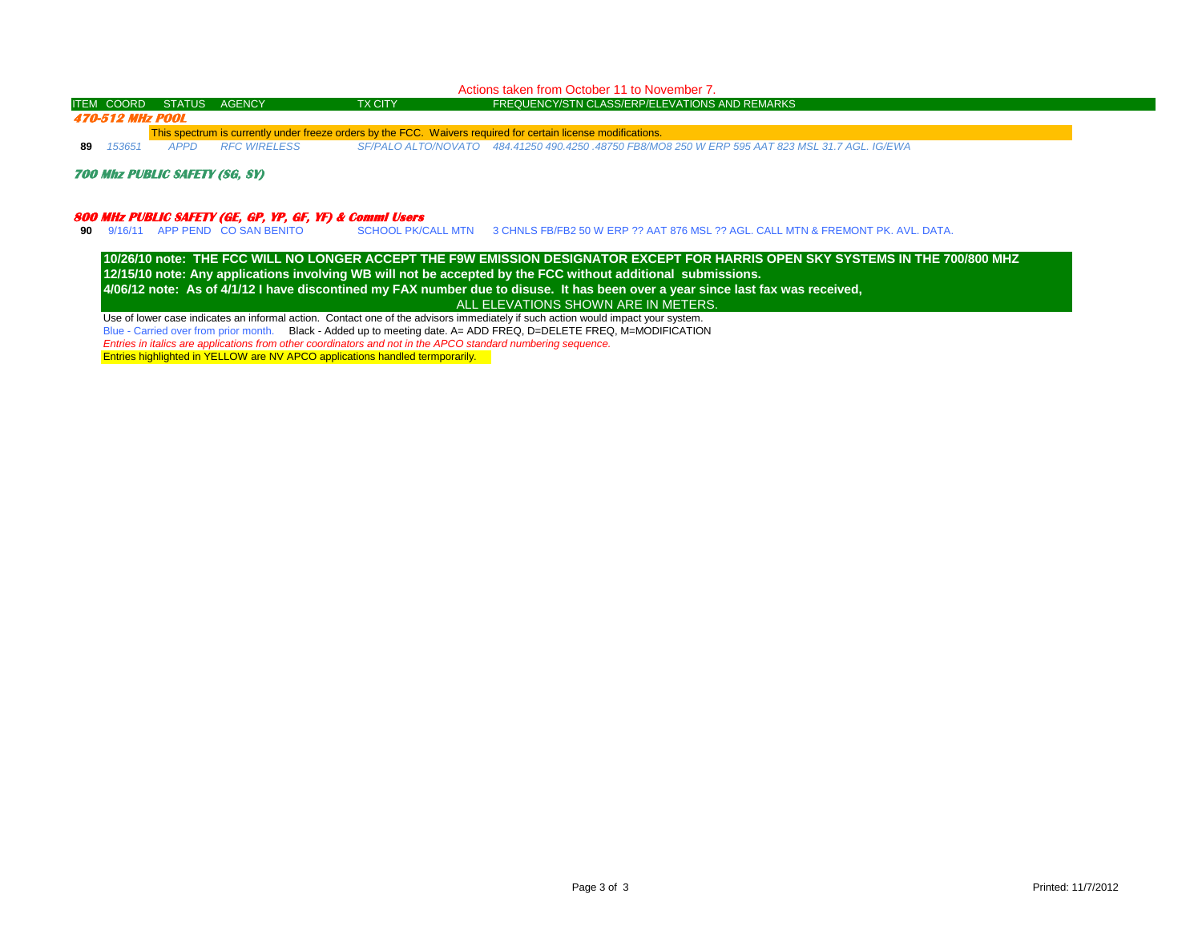Actions taken from October 11 to November 7.

| ITEM | COORD | STATUS | AGENCY | TX CITY | FREQUENCY/STN CLASS/ERP/ELEVATIONS AND REMARKS |
|---|---|---|---|---|---|
| ***470-512 MHz POOL*** | | | | | |
| | | This spectrum is currently under freeze orders by the FCC. Waivers required for certain license modifications. | | | |
| **89** | *153651* | *APPD* | *RFC WIRELESS* | *SF/PALO ALTO/NOVATO* | *484.41250 490.4250 .48750 FB8/MO8 250 W ERP 595 AAT 823 MSL 31.7 AGL. IG/EWA* |
| ***700 Mhz PUBLIC SAFETY (SG, SY)*** | | | | | |
| ***800 MHz PUBLIC SAFETY (GE, GP, YP, GF, YF) & Comml Users*** | | | | | |
| **90** | 9/16/11 | APP PEND | CO SAN BENITO | SCHOOL PK/CALL MTN | 3 CHNLS FB/FB2 50 W ERP ?? AAT 876 MSL ?? AGL. CALL MTN & FREMONT PK. AVL. DATA. |

**10/26/10 note: THE FCC WILL NO LONGER ACCEPT THE F9W EMISSION DESIGNATOR EXCEPT FOR HARRIS OPEN SKY SYSTEMS IN THE 700/800 MHZ**

**12/15/10 note: Any applications involving WB will not be accepted by the FCC without additional submissions.**

**4/06/12 note: As of 4/1/12 I have discontined my FAX number due to disuse. It has been over a year since last fax was received,**

ALL ELEVATIONS SHOWN ARE IN METERS.

Use of lower case indicates an informal action. Contact one of the advisors immediately if such action would impact your system.

Blue - Carried over from prior month. Black - Added up to meeting date. A= ADD FREQ, D=DELETE FREQ, M=MODIFICATION

*Entries in italics are applications from other coordinators and not in the APCO standard numbering sequence.*

Entries highlighted in YELLOW are NV APCO applications handled termporarily.

Printed: 11/7/2012